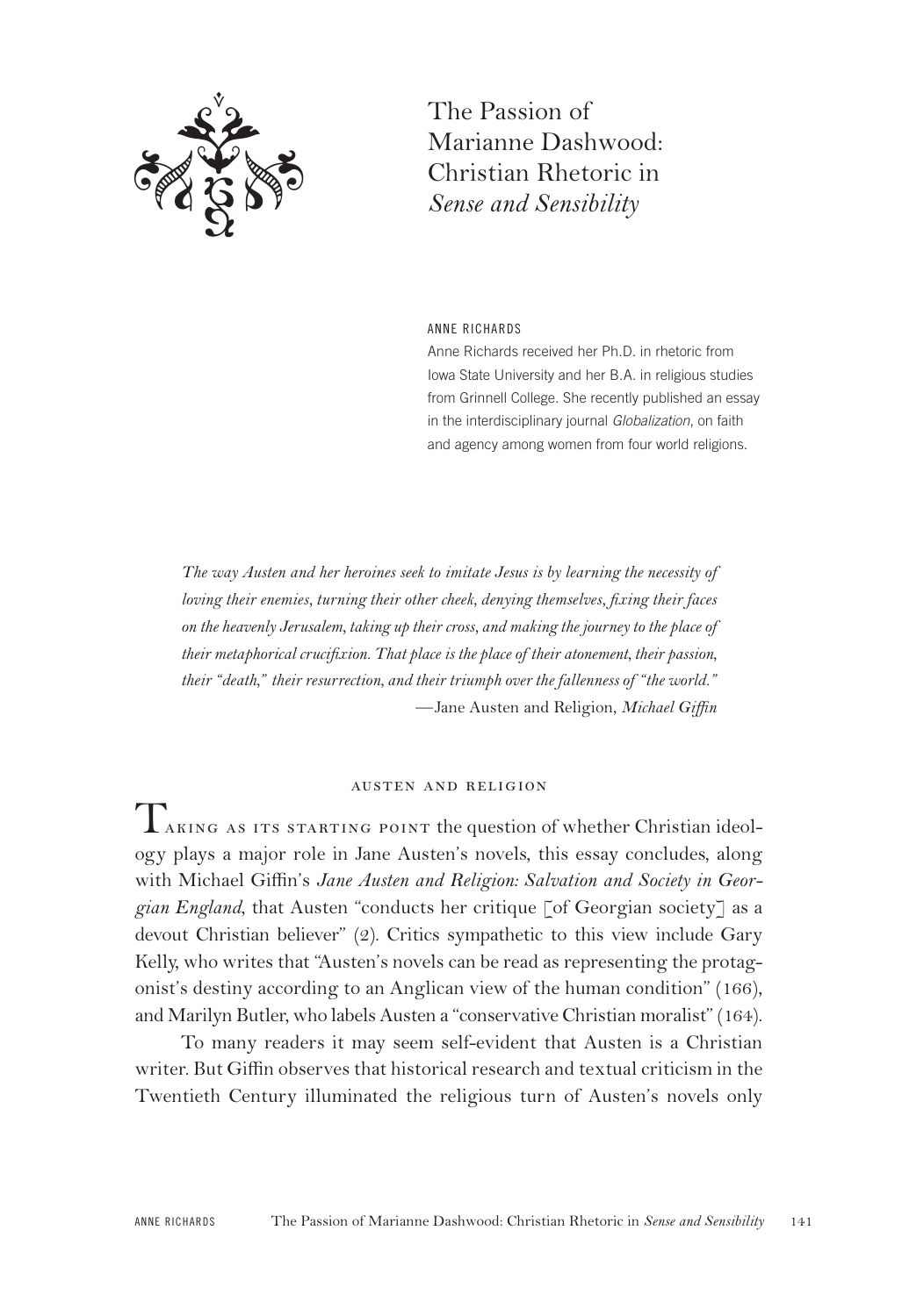# The Passion of Marianne Dashwood: Christian Rhetoric in *Sense and Sensibility*

ANNE RICHARDS

Anne Richards received her Ph.D. in rhetoric from Iowa State University and her B.A. in religious studies from Grinnell College. She recently published an essay in the interdisciplinary journal *Globalization*, on faith and agency among women from four world religions.

> *The way Austen and her heroines seek to imitate Jesus is by learning the necessity of loving their enemies, turning their other cheek, denying themselves, fixing their faces on the heavenly Jerusalem, taking up their cross, and making the journey to the place of their metaphorical crucifixion. That place is the place of their atonement, their passion, their "death," their resurrection, and their triumph over the fallenness of "the world."*
>
> —Jane Austen and Religion, *Michael Giffin*

## AUSTEN AND RELIGION

Taking as its starting point the question of whether Christian ideology plays a major role in Jane Austen's novels, this essay concludes, along with Michael Giffin's *Jane Austen and Religion: Salvation and Society in Georgian England*, that Austen "conducts her critique [of Georgian society] as a devout Christian believer" (2). Critics sympathetic to this view include Gary Kelly, who writes that "Austen's novels can be read as representing the protagonist's destiny according to an Anglican view of the human condition" (166), and Marilyn Butler, who labels Austen a "conservative Christian moralist" (164).

To many readers it may seem self-evident that Austen is a Christian writer. But Giffin observes that historical research and textual criticism in the Twentieth Century illuminated the religious turn of Austen's novels only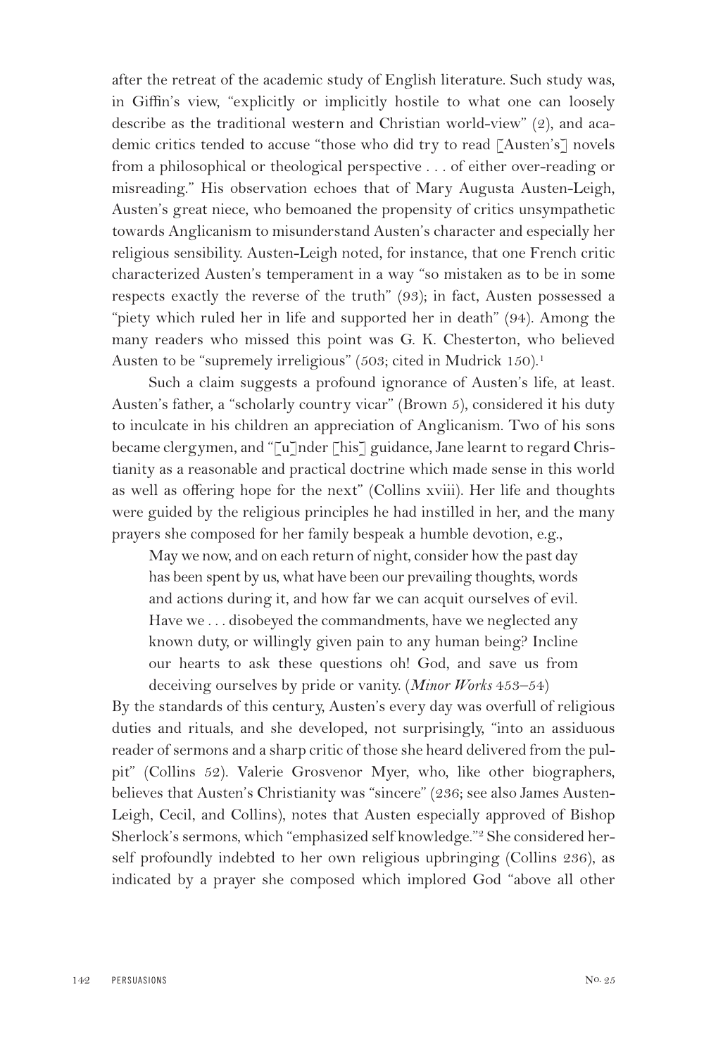after the retreat of the academic study of English literature. Such study was, in Giffin's view, "explicitly or implicitly hostile to what one can loosely describe as the traditional western and Christian world-view" (2), and academic critics tended to accuse "those who did try to read [Austen's] novels from a philosophical or theological perspective . . . of either over-reading or misreading." His observation echoes that of Mary Augusta Austen-Leigh, Austen's great niece, who bemoaned the propensity of critics unsympathetic towards Anglicanism to misunderstand Austen's character and especially her religious sensibility. Austen-Leigh noted, for instance, that one French critic characterized Austen's temperament in a way "so mistaken as to be in some respects exactly the reverse of the truth" (93); in fact, Austen possessed a "piety which ruled her in life and supported her in death" (94). Among the many readers who missed this point was G. K. Chesterton, who believed Austen to be "supremely irreligious" (503; cited in Mudrick 150).[1]

Such a claim suggests a profound ignorance of Austen's life, at least. Austen's father, a "scholarly country vicar" (Brown 5), considered it his duty to inculcate in his children an appreciation of Anglicanism. Two of his sons became clergymen, and "[u]nder [his] guidance, Jane learnt to regard Christianity as a reasonable and practical doctrine which made sense in this world as well as offering hope for the next" (Collins xviii). Her life and thoughts were guided by the religious principles he had instilled in her, and the many prayers she composed for her family bespeak a humble devotion, e.g.,

> May we now, and on each return of night, consider how the past day has been spent by us, what have been our prevailing thoughts, words and actions during it, and how far we can acquit ourselves of evil. Have we . . . disobeyed the commandments, have we neglected any known duty, or willingly given pain to any human being? Incline our hearts to ask these questions oh! God, and save us from deceiving ourselves by pride or vanity. (*Minor Works* 453–54)

By the standards of this century, Austen's every day was overfull of religious duties and rituals, and she developed, not surprisingly, "into an assiduous reader of sermons and a sharp critic of those she heard delivered from the pulpit" (Collins 52). Valerie Grosvenor Myer, who, like other biographers, believes that Austen's Christianity was "sincere" (236; see also James Austen-Leigh, Cecil, and Collins), notes that Austen especially approved of Bishop Sherlock's sermons, which "emphasized self knowledge."[2] She considered herself profoundly indebted to her own religious upbringing (Collins 236), as indicated by a prayer she composed which implored God "above all other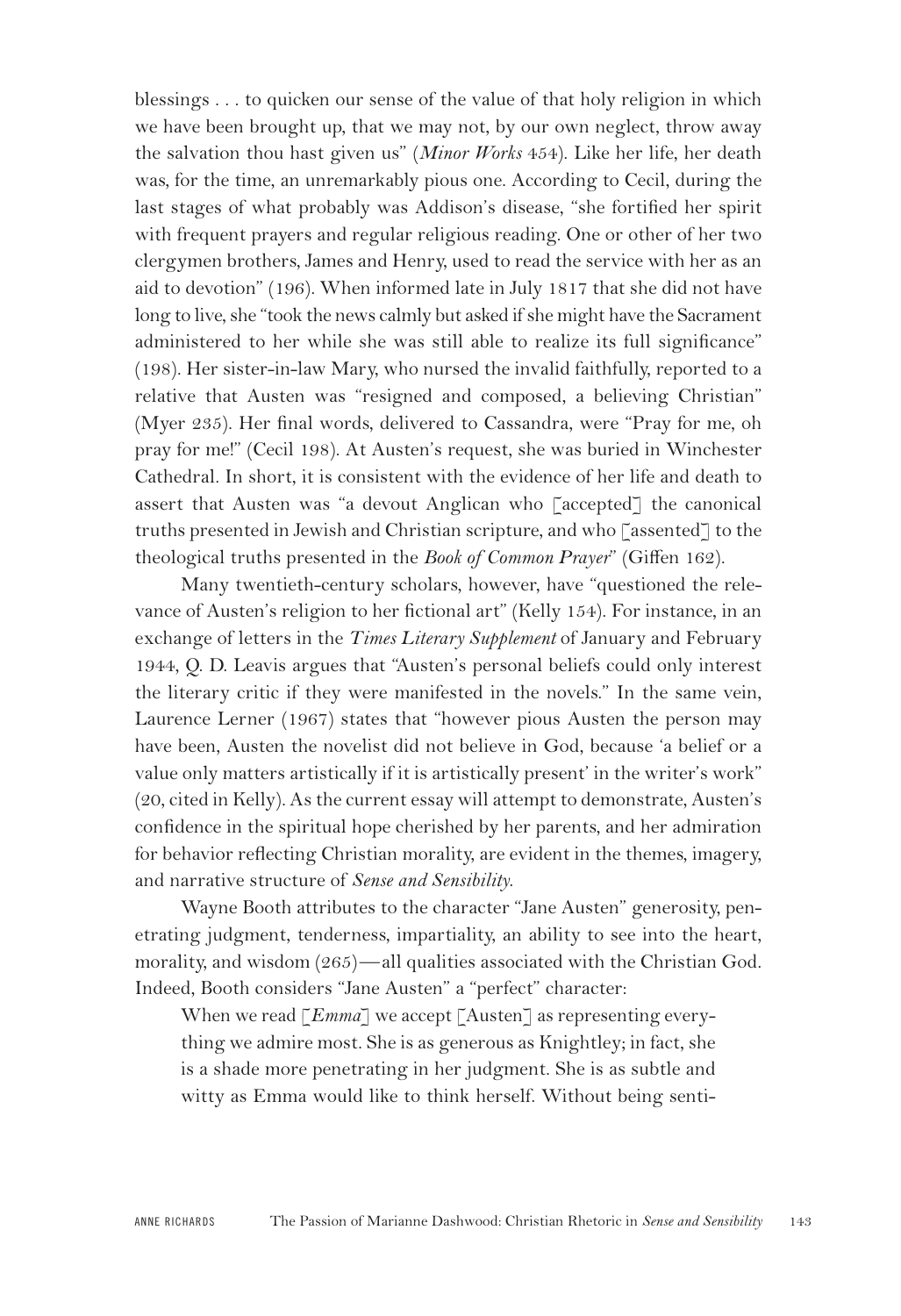blessings . . . to quicken our sense of the value of that holy religion in which we have been brought up, that we may not, by our own neglect, throw away the salvation thou hast given us" (*Minor Works* 454). Like her life, her death was, for the time, an unremarkably pious one. According to Cecil, during the last stages of what probably was Addison's disease, "she fortified her spirit with frequent prayers and regular religious reading. One or other of her two clergymen brothers, James and Henry, used to read the service with her as an aid to devotion" (196). When informed late in July 1817 that she did not have long to live, she "took the news calmly but asked if she might have the Sacrament administered to her while she was still able to realize its full significance" (198). Her sister-in-law Mary, who nursed the invalid faithfully, reported to a relative that Austen was "resigned and composed, a believing Christian" (Myer 235). Her final words, delivered to Cassandra, were "Pray for me, oh pray for me!" (Cecil 198). At Austen's request, she was buried in Winchester Cathedral. In short, it is consistent with the evidence of her life and death to assert that Austen was "a devout Anglican who [accepted] the canonical truths presented in Jewish and Christian scripture, and who [assented] to the theological truths presented in the *Book of Common Prayer*" (Giffen 162).

Many twentieth-century scholars, however, have "questioned the relevance of Austen's religion to her fictional art" (Kelly 154). For instance, in an exchange of letters in the *Times Literary Supplement* of January and February 1944, Q. D. Leavis argues that "Austen's personal beliefs could only interest the literary critic if they were manifested in the novels." In the same vein, Laurence Lerner (1967) states that "however pious Austen the person may have been, Austen the novelist did not believe in God, because 'a belief or a value only matters artistically if it is artistically present' in the writer's work" (20, cited in Kelly). As the current essay will attempt to demonstrate, Austen's confidence in the spiritual hope cherished by her parents, and her admiration for behavior reflecting Christian morality, are evident in the themes, imagery, and narrative structure of *Sense and Sensibility*.

Wayne Booth attributes to the character "Jane Austen" generosity, penetrating judgment, tenderness, impartiality, an ability to see into the heart, morality, and wisdom (265)—all qualities associated with the Christian God. Indeed, Booth considers "Jane Austen" a "perfect" character:

> When we read [*Emma*] we accept [Austen] as representing everything we admire most. She is as generous as Knightley; in fact, she is a shade more penetrating in her judgment. She is as subtle and witty as Emma would like to think herself. Without being senti-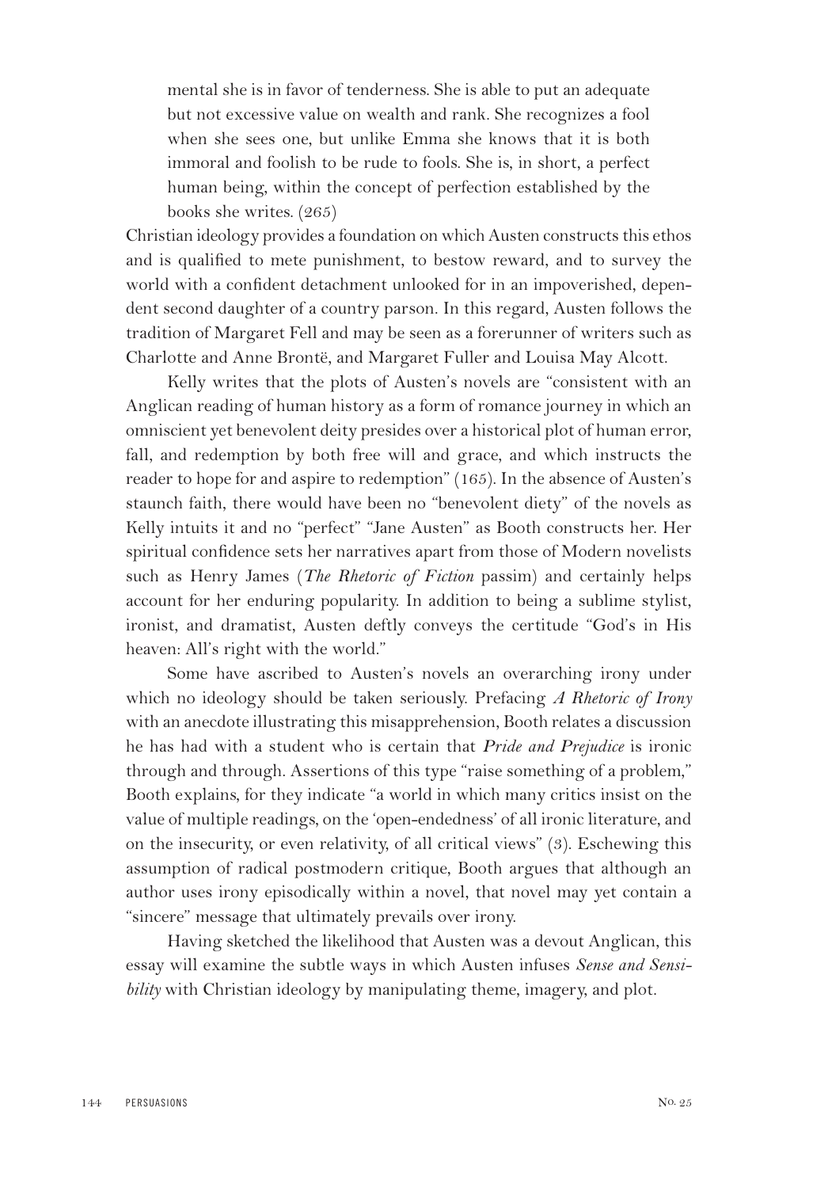> mental she is in favor of tenderness. She is able to put an adequate but not excessive value on wealth and rank. She recognizes a fool when she sees one, but unlike Emma she knows that it is both immoral and foolish to be rude to fools. She is, in short, a perfect human being, within the concept of perfection established by the books she writes. (265)

Christian ideology provides a foundation on which Austen constructs this ethos and is qualified to mete punishment, to bestow reward, and to survey the world with a confident detachment unlooked for in an impoverished, dependent second daughter of a country parson. In this regard, Austen follows the tradition of Margaret Fell and may be seen as a forerunner of writers such as Charlotte and Anne Brontë, and Margaret Fuller and Louisa May Alcott.

Kelly writes that the plots of Austen's novels are "consistent with an Anglican reading of human history as a form of romance journey in which an omniscient yet benevolent deity presides over a historical plot of human error, fall, and redemption by both free will and grace, and which instructs the reader to hope for and aspire to redemption" (165). In the absence of Austen's staunch faith, there would have been no "benevolent diety" of the novels as Kelly intuits it and no "perfect" "Jane Austen" as Booth constructs her. Her spiritual confidence sets her narratives apart from those of Modern novelists such as Henry James (*The Rhetoric of Fiction* passim) and certainly helps account for her enduring popularity. In addition to being a sublime stylist, ironist, and dramatist, Austen deftly conveys the certitude "God's in His heaven: All's right with the world."

Some have ascribed to Austen's novels an overarching irony under which no ideology should be taken seriously. Prefacing *A Rhetoric of Irony* with an anecdote illustrating this misapprehension, Booth relates a discussion he has had with a student who is certain that *Pride and Prejudice* is ironic through and through. Assertions of this type "raise something of a problem," Booth explains, for they indicate "a world in which many critics insist on the value of multiple readings, on the 'open-endedness' of all ironic literature, and on the insecurity, or even relativity, of all critical views" (3). Eschewing this assumption of radical postmodern critique, Booth argues that although an author uses irony episodically within a novel, that novel may yet contain a "sincere" message that ultimately prevails over irony.

Having sketched the likelihood that Austen was a devout Anglican, this essay will examine the subtle ways in which Austen infuses *Sense and Sensibility* with Christian ideology by manipulating theme, imagery, and plot.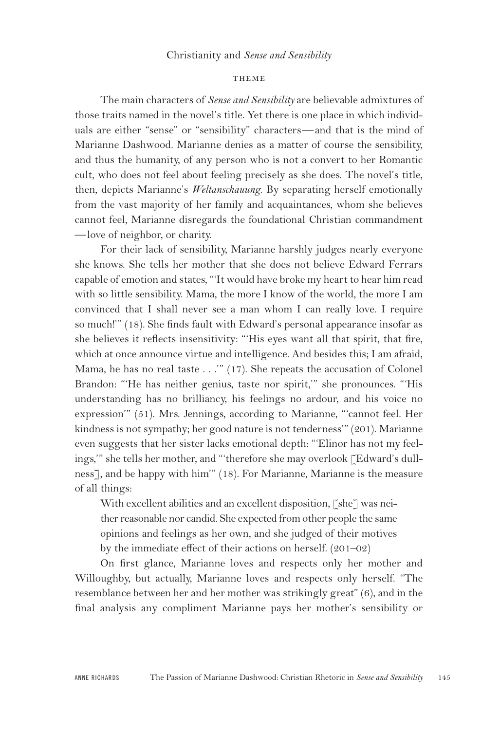Christianity and *Sense and Sensibility*

### THEME

The main characters of *Sense and Sensibility* are believable admixtures of those traits named in the novel's title. Yet there is one place in which individuals are either "sense" or "sensibility" characters—and that is the mind of Marianne Dashwood. Marianne denies as a matter of course the sensibility, and thus the humanity, of any person who is not a convert to her Romantic cult, who does not feel about feeling precisely as she does. The novel's title, then, depicts Marianne's *Weltanschauung*. By separating herself emotionally from the vast majority of her family and acquaintances, whom she believes cannot feel, Marianne disregards the foundational Christian commandment—love of neighbor, or charity.

For their lack of sensibility, Marianne harshly judges nearly everyone she knows. She tells her mother that she does not believe Edward Ferrars capable of emotion and states, "'It would have broke my heart to hear him read with so little sensibility. Mama, the more I know of the world, the more I am convinced that I shall never see a man whom I can really love. I require so much!'" (18). She finds fault with Edward's personal appearance insofar as she believes it reflects insensitivity: "'His eyes want all that spirit, that fire, which at once announce virtue and intelligence. And besides this; I am afraid, Mama, he has no real taste . . .'" (17). She repeats the accusation of Colonel Brandon: "'He has neither genius, taste nor spirit,'" she pronounces. "'His understanding has no brilliancy, his feelings no ardour, and his voice no expression'" (51). Mrs. Jennings, according to Marianne, "'cannot feel. Her kindness is not sympathy; her good nature is not tenderness'" (201). Marianne even suggests that her sister lacks emotional depth: "'Elinor has not my feelings,'" she tells her mother, and "'therefore she may overlook [Edward's dullness], and be happy with him'" (18). For Marianne, Marianne is the measure of all things:

> With excellent abilities and an excellent disposition, [she] was neither reasonable nor candid. She expected from other people the same opinions and feelings as her own, and she judged of their motives by the immediate effect of their actions on herself. (201–02)

On first glance, Marianne loves and respects only her mother and Willoughby, but actually, Marianne loves and respects only herself. "The resemblance between her and her mother was strikingly great" (6), and in the final analysis any compliment Marianne pays her mother's sensibility or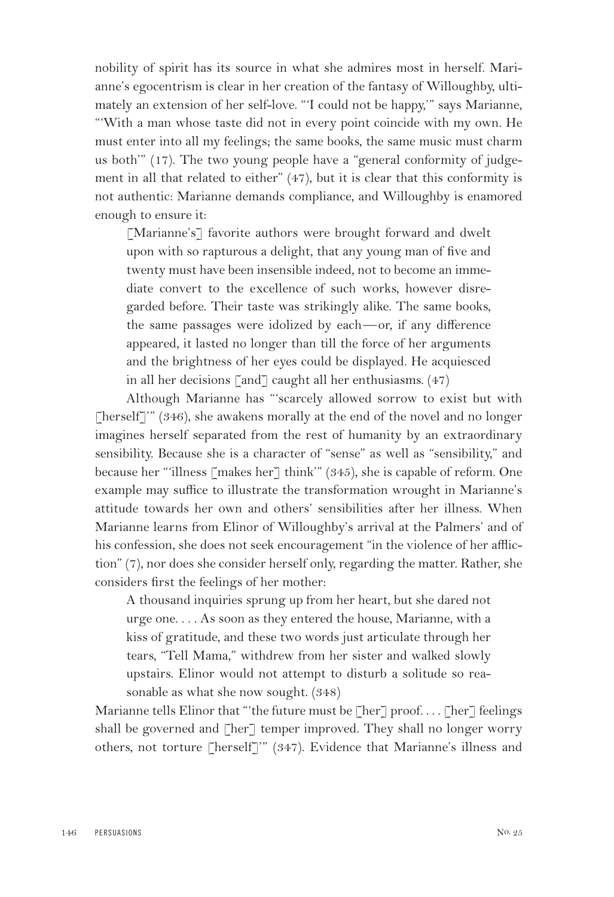nobility of spirit has its source in what she admires most in herself. Marianne's egocentrism is clear in her creation of the fantasy of Willoughby, ultimately an extension of her self-love. "'I could not be happy,'" says Marianne, "'With a man whose taste did not in every point coincide with my own. He must enter into all my feelings; the same books, the same music must charm us both'" (17). The two young people have a "general conformity of judgement in all that related to either" (47), but it is clear that this conformity is not authentic: Marianne demands compliance, and Willoughby is enamored enough to ensure it:

> [Marianne's] favorite authors were brought forward and dwelt upon with so rapturous a delight, that any young man of five and twenty must have been insensible indeed, not to become an immediate convert to the excellence of such works, however disregarded before. Their taste was strikingly alike. The same books, the same passages were idolized by each—or, if any difference appeared, it lasted no longer than till the force of her arguments and the brightness of her eyes could be displayed. He acquiesced in all her decisions [and] caught all her enthusiasms. (47)

Although Marianne has "'scarcely allowed sorrow to exist but with [herself]'" (346), she awakens morally at the end of the novel and no longer imagines herself separated from the rest of humanity by an extraordinary sensibility. Because she is a character of "sense" as well as "sensibility," and because her "'illness [makes her] think'" (345), she is capable of reform. One example may suffice to illustrate the transformation wrought in Marianne's attitude towards her own and others' sensibilities after her illness. When Marianne learns from Elinor of Willoughby's arrival at the Palmers' and of his confession, she does not seek encouragement "in the violence of her affliction" (7), nor does she consider herself only, regarding the matter. Rather, she considers first the feelings of her mother:

> A thousand inquiries sprung up from her heart, but she dared not urge one. . . . As soon as they entered the house, Marianne, with a kiss of gratitude, and these two words just articulate through her tears, "Tell Mama," withdrew from her sister and walked slowly upstairs. Elinor would not attempt to disturb a solitude so reasonable as what she now sought. (348)

Marianne tells Elinor that "'the future must be [her] proof. . . . [her] feelings shall be governed and [her] temper improved. They shall no longer worry others, not torture [herself]'" (347). Evidence that Marianne's illness and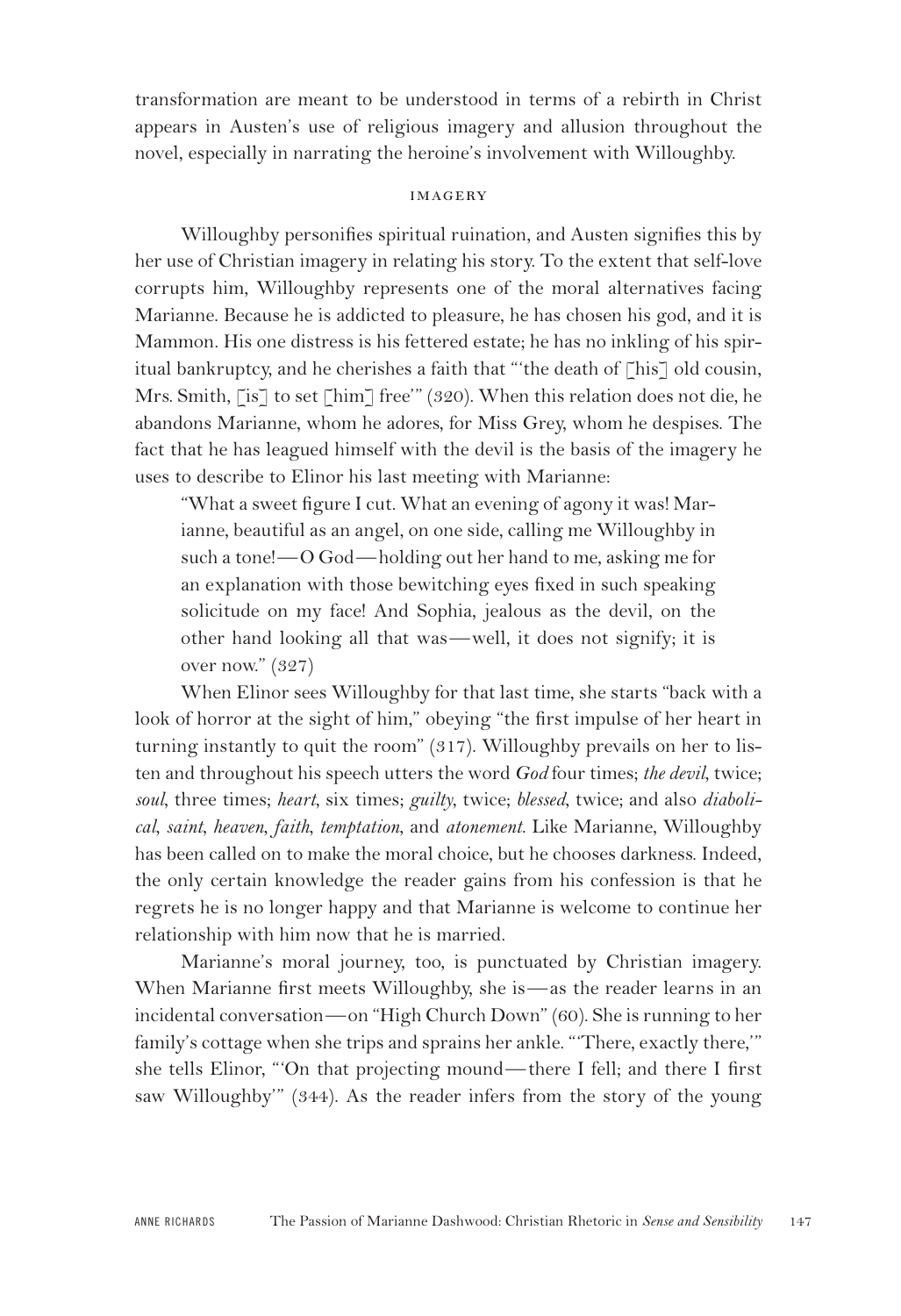transformation are meant to be understood in terms of a rebirth in Christ appears in Austen's use of religious imagery and allusion throughout the novel, especially in narrating the heroine's involvement with Willoughby.

## IMAGERY

Willoughby personifies spiritual ruination, and Austen signifies this by her use of Christian imagery in relating his story. To the extent that self-love corrupts him, Willoughby represents one of the moral alternatives facing Marianne. Because he is addicted to pleasure, he has chosen his god, and it is Mammon. His one distress is his fettered estate; he has no inkling of his spiritual bankruptcy, and he cherishes a faith that "'the death of [his] old cousin, Mrs. Smith, [is] to set [him] free'" (320). When this relation does not die, he abandons Marianne, whom he adores, for Miss Grey, whom he despises. The fact that he has leagued himself with the devil is the basis of the imagery he uses to describe to Elinor his last meeting with Marianne:

> "What a sweet figure I cut. What an evening of agony it was! Marianne, beautiful as an angel, on one side, calling me Willoughby in such a tone!—O God—holding out her hand to me, asking me for an explanation with those bewitching eyes fixed in such speaking solicitude on my face! And Sophia, jealous as the devil, on the other hand looking all that was—well, it does not signify; it is over now." (327)

When Elinor sees Willoughby for that last time, she starts "back with a look of horror at the sight of him," obeying "the first impulse of her heart in turning instantly to quit the room" (317). Willoughby prevails on her to listen and throughout his speech utters the word *God* four times; *the devil*, twice; *soul*, three times; *heart*, six times; *guilty*, twice; *blessed*, twice; and also *diabolical*, *saint*, *heaven*, *faith*, *temptation*, and *atonement*. Like Marianne, Willoughby has been called on to make the moral choice, but he chooses darkness. Indeed, the only certain knowledge the reader gains from his confession is that he regrets he is no longer happy and that Marianne is welcome to continue her relationship with him now that he is married.

Marianne's moral journey, too, is punctuated by Christian imagery. When Marianne first meets Willoughby, she is—as the reader learns in an incidental conversation—on "High Church Down" (60). She is running to her family's cottage when she trips and sprains her ankle. "'There, exactly there,'" she tells Elinor, "'On that projecting mound—there I fell; and there I first saw Willoughby'" (344). As the reader infers from the story of the young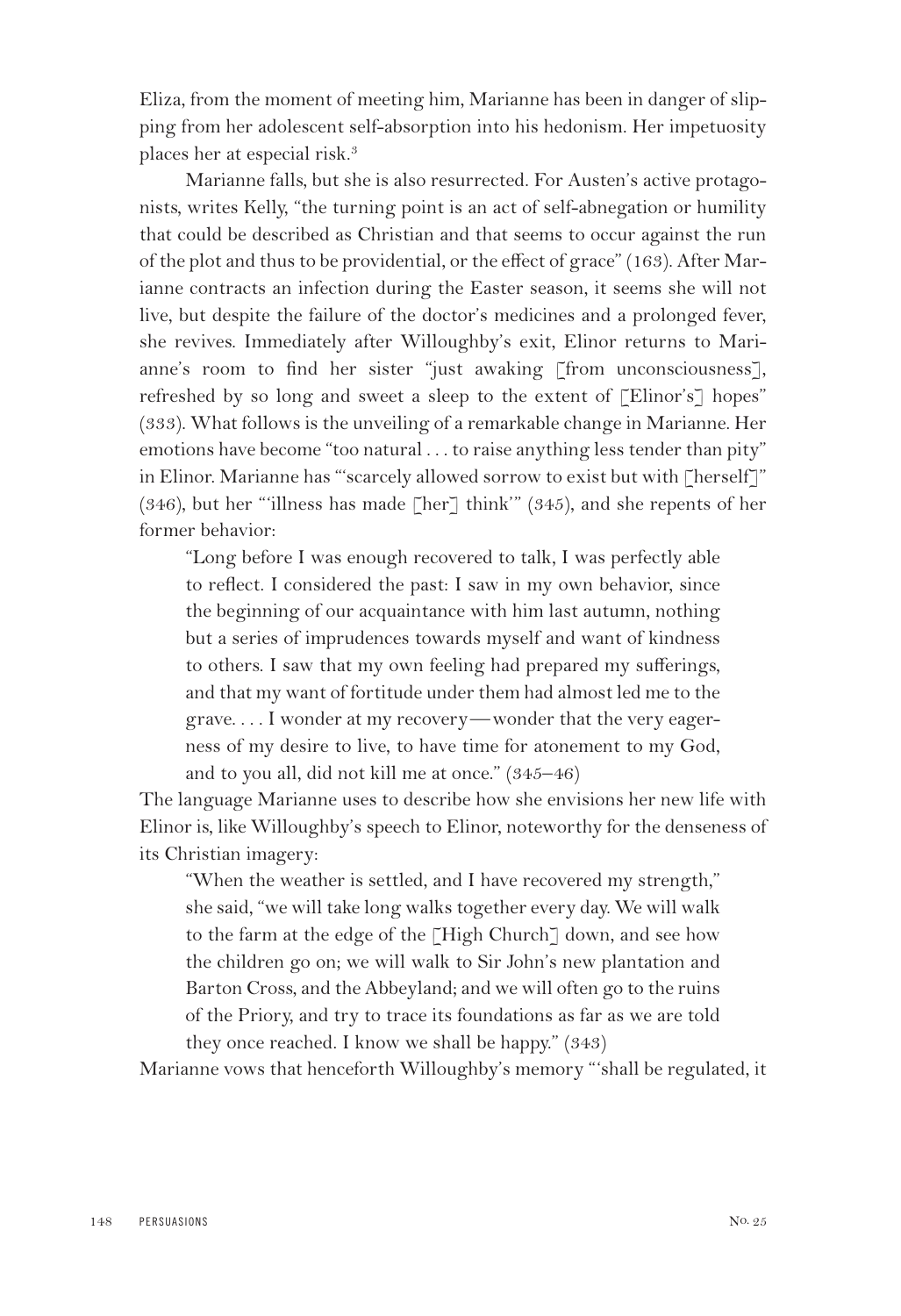Eliza, from the moment of meeting him, Marianne has been in danger of slipping from her adolescent self-absorption into his hedonism. Her impetuosity places her at especial risk.[3]

Marianne falls, but she is also resurrected. For Austen's active protagonists, writes Kelly, "the turning point is an act of self-abnegation or humility that could be described as Christian and that seems to occur against the run of the plot and thus to be providential, or the effect of grace" (163). After Marianne contracts an infection during the Easter season, it seems she will not live, but despite the failure of the doctor's medicines and a prolonged fever, she revives. Immediately after Willoughby's exit, Elinor returns to Marianne's room to find her sister "just awaking [from unconsciousness], refreshed by so long and sweet a sleep to the extent of [Elinor's] hopes" (333). What follows is the unveiling of a remarkable change in Marianne. Her emotions have become "too natural . . . to raise anything less tender than pity" in Elinor. Marianne has "'scarcely allowed sorrow to exist but with [herself]" (346), but her "'illness has made [her] think'" (345), and she repents of her former behavior:

> "Long before I was enough recovered to talk, I was perfectly able to reflect. I considered the past: I saw in my own behavior, since the beginning of our acquaintance with him last autumn, nothing but a series of imprudences towards myself and want of kindness to others. I saw that my own feeling had prepared my sufferings, and that my want of fortitude under them had almost led me to the grave. . . . I wonder at my recovery—wonder that the very eagerness of my desire to live, to have time for atonement to my God, and to you all, did not kill me at once." (345–46)

The language Marianne uses to describe how she envisions her new life with Elinor is, like Willoughby's speech to Elinor, noteworthy for the denseness of its Christian imagery:

> "When the weather is settled, and I have recovered my strength," she said, "we will take long walks together every day. We will walk to the farm at the edge of the [High Church] down, and see how the children go on; we will walk to Sir John's new plantation and Barton Cross, and the Abbeyland; and we will often go to the ruins of the Priory, and try to trace its foundations as far as we are told they once reached. I know we shall be happy." (343)

Marianne vows that henceforth Willoughby's memory "'shall be regulated, it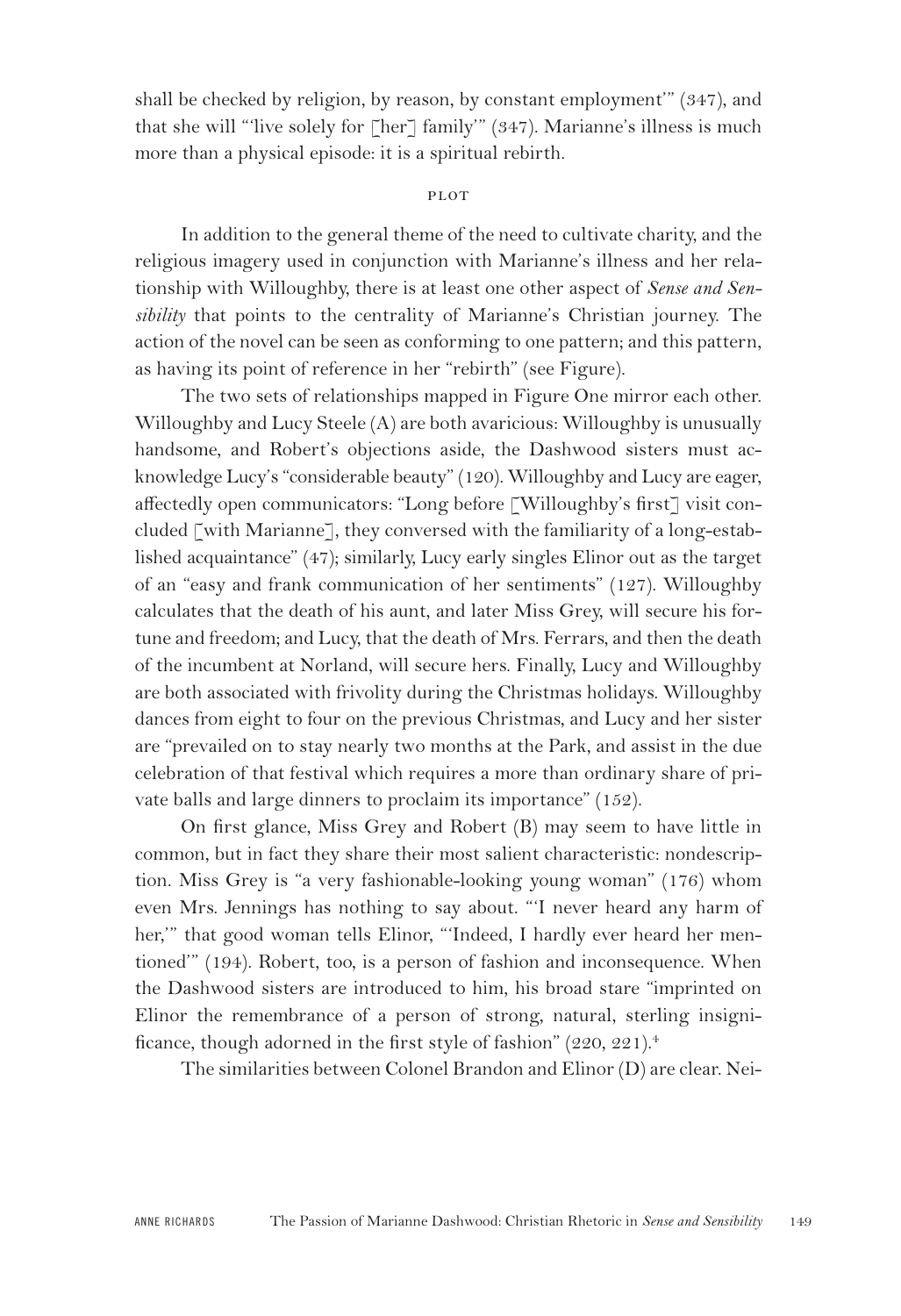shall be checked by religion, by reason, by constant employment'" (347), and that she will "'live solely for [her] family'" (347). Marianne's illness is much more than a physical episode: it is a spiritual rebirth.

## PLOT

In addition to the general theme of the need to cultivate charity, and the religious imagery used in conjunction with Marianne's illness and her relationship with Willoughby, there is at least one other aspect of *Sense and Sensibility* that points to the centrality of Marianne's Christian journey. The action of the novel can be seen as conforming to one pattern; and this pattern, as having its point of reference in her "rebirth" (see Figure).

The two sets of relationships mapped in Figure One mirror each other. Willoughby and Lucy Steele (A) are both avaricious: Willoughby is unusually handsome, and Robert's objections aside, the Dashwood sisters must acknowledge Lucy's "considerable beauty" (120). Willoughby and Lucy are eager, affectedly open communicators: "Long before [Willoughby's first] visit concluded [with Marianne], they conversed with the familiarity of a long-established acquaintance" (47); similarly, Lucy early singles Elinor out as the target of an "easy and frank communication of her sentiments" (127). Willoughby calculates that the death of his aunt, and later Miss Grey, will secure his fortune and freedom; and Lucy, that the death of Mrs. Ferrars, and then the death of the incumbent at Norland, will secure hers. Finally, Lucy and Willoughby are both associated with frivolity during the Christmas holidays. Willoughby dances from eight to four on the previous Christmas, and Lucy and her sister are "prevailed on to stay nearly two months at the Park, and assist in the due celebration of that festival which requires a more than ordinary share of private balls and large dinners to proclaim its importance" (152).

On first glance, Miss Grey and Robert (B) may seem to have little in common, but in fact they share their most salient characteristic: nondescription. Miss Grey is "a very fashionable-looking young woman" (176) whom even Mrs. Jennings has nothing to say about. "'I never heard any harm of her,'" that good woman tells Elinor, "'Indeed, I hardly ever heard her mentioned'" (194). Robert, too, is a person of fashion and inconsequence. When the Dashwood sisters are introduced to him, his broad stare "imprinted on Elinor the remembrance of a person of strong, natural, sterling insignificance, though adorned in the first style of fashion" (220, 221).[4]

The similarities between Colonel Brandon and Elinor (D) are clear. Nei-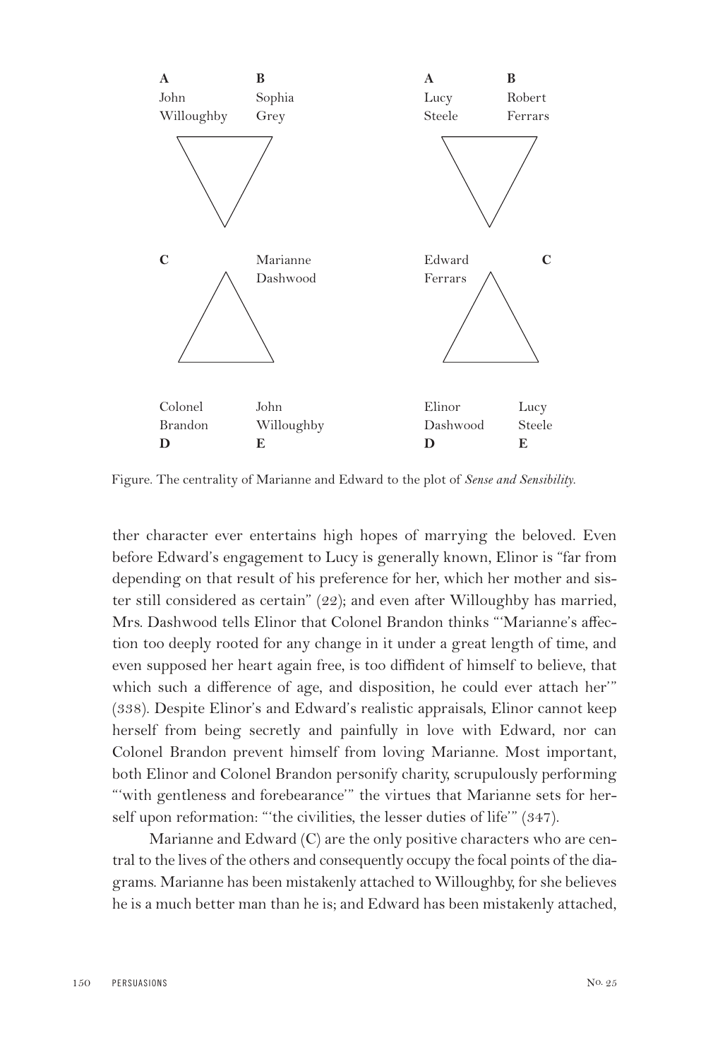| A | B | A | B |
|---|---|---|---|
| John Willoughby | Sophia Grey | Lucy Steele | Robert Ferrars |
| **C** | Marianne Dashwood | Edward Ferrars | **C** |
| Colonel Brandon | John Willoughby | Elinor Dashwood | Lucy Steele |
| **D** | **E** | **D** | **E** |

Figure. The centrality of Marianne and Edward to the plot of *Sense and Sensibility.*

ther character ever entertains high hopes of marrying the beloved. Even before Edward's engagement to Lucy is generally known, Elinor is "far from depending on that result of his preference for her, which her mother and sister still considered as certain" (22); and even after Willoughby has married, Mrs. Dashwood tells Elinor that Colonel Brandon thinks "'Marianne's affection too deeply rooted for any change in it under a great length of time, and even supposed her heart again free, is too diffident of himself to believe, that which such a difference of age, and disposition, he could ever attach her'" (338). Despite Elinor's and Edward's realistic appraisals, Elinor cannot keep herself from being secretly and painfully in love with Edward, nor can Colonel Brandon prevent himself from loving Marianne. Most important, both Elinor and Colonel Brandon personify charity, scrupulously performing "'with gentleness and forebearance'" the virtues that Marianne sets for herself upon reformation: "'the civilities, the lesser duties of life'" (347).

Marianne and Edward (C) are the only positive characters who are central to the lives of the others and consequently occupy the focal points of the diagrams. Marianne has been mistakenly attached to Willoughby, for she believes he is a much better man than he is; and Edward has been mistakenly attached,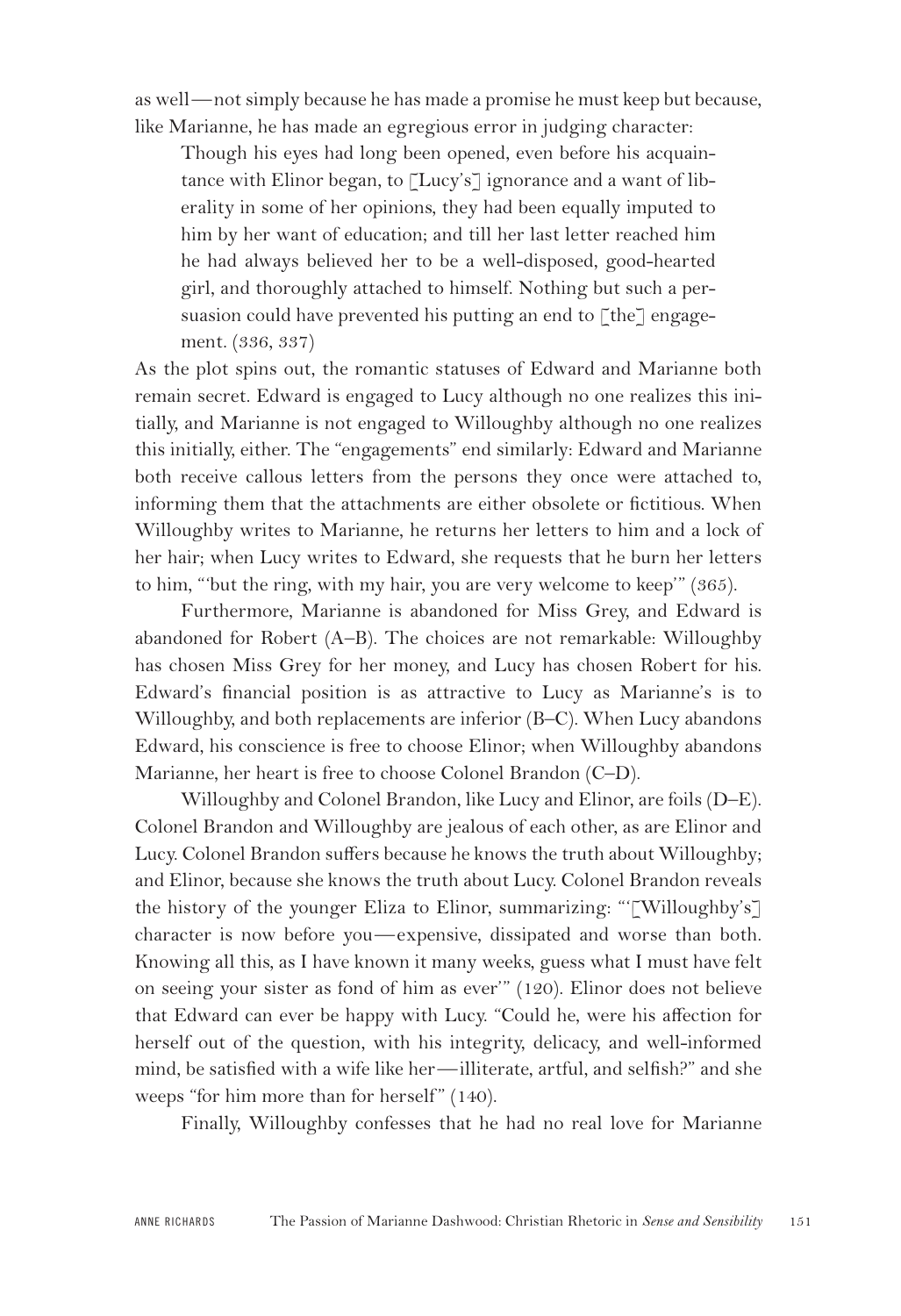as well—not simply because he has made a promise he must keep but because, like Marianne, he has made an egregious error in judging character:

> Though his eyes had long been opened, even before his acquaintance with Elinor began, to [Lucy's] ignorance and a want of liberality in some of her opinions, they had been equally imputed to him by her want of education; and till her last letter reached him he had always believed her to be a well-disposed, good-hearted girl, and thoroughly attached to himself. Nothing but such a persuasion could have prevented his putting an end to [the] engagement. (336, 337)

As the plot spins out, the romantic statuses of Edward and Marianne both remain secret. Edward is engaged to Lucy although no one realizes this initially, and Marianne is not engaged to Willoughby although no one realizes this initially, either. The "engagements" end similarly: Edward and Marianne both receive callous letters from the persons they once were attached to, informing them that the attachments are either obsolete or fictitious. When Willoughby writes to Marianne, he returns her letters to him and a lock of her hair; when Lucy writes to Edward, she requests that he burn her letters to him, "'but the ring, with my hair, you are very welcome to keep'" (365).

Furthermore, Marianne is abandoned for Miss Grey, and Edward is abandoned for Robert (A–B). The choices are not remarkable: Willoughby has chosen Miss Grey for her money, and Lucy has chosen Robert for his. Edward's financial position is as attractive to Lucy as Marianne's is to Willoughby, and both replacements are inferior (B–C). When Lucy abandons Edward, his conscience is free to choose Elinor; when Willoughby abandons Marianne, her heart is free to choose Colonel Brandon (C–D).

Willoughby and Colonel Brandon, like Lucy and Elinor, are foils (D–E). Colonel Brandon and Willoughby are jealous of each other, as are Elinor and Lucy. Colonel Brandon suffers because he knows the truth about Willoughby; and Elinor, because she knows the truth about Lucy. Colonel Brandon reveals the history of the younger Eliza to Elinor, summarizing: "'[Willoughby's] character is now before you—expensive, dissipated and worse than both. Knowing all this, as I have known it many weeks, guess what I must have felt on seeing your sister as fond of him as ever'" (120). Elinor does not believe that Edward can ever be happy with Lucy. "Could he, were his affection for herself out of the question, with his integrity, delicacy, and well-informed mind, be satisfied with a wife like her—illiterate, artful, and selfish?" and she weeps "for him more than for herself" (140).

Finally, Willoughby confesses that he had no real love for Marianne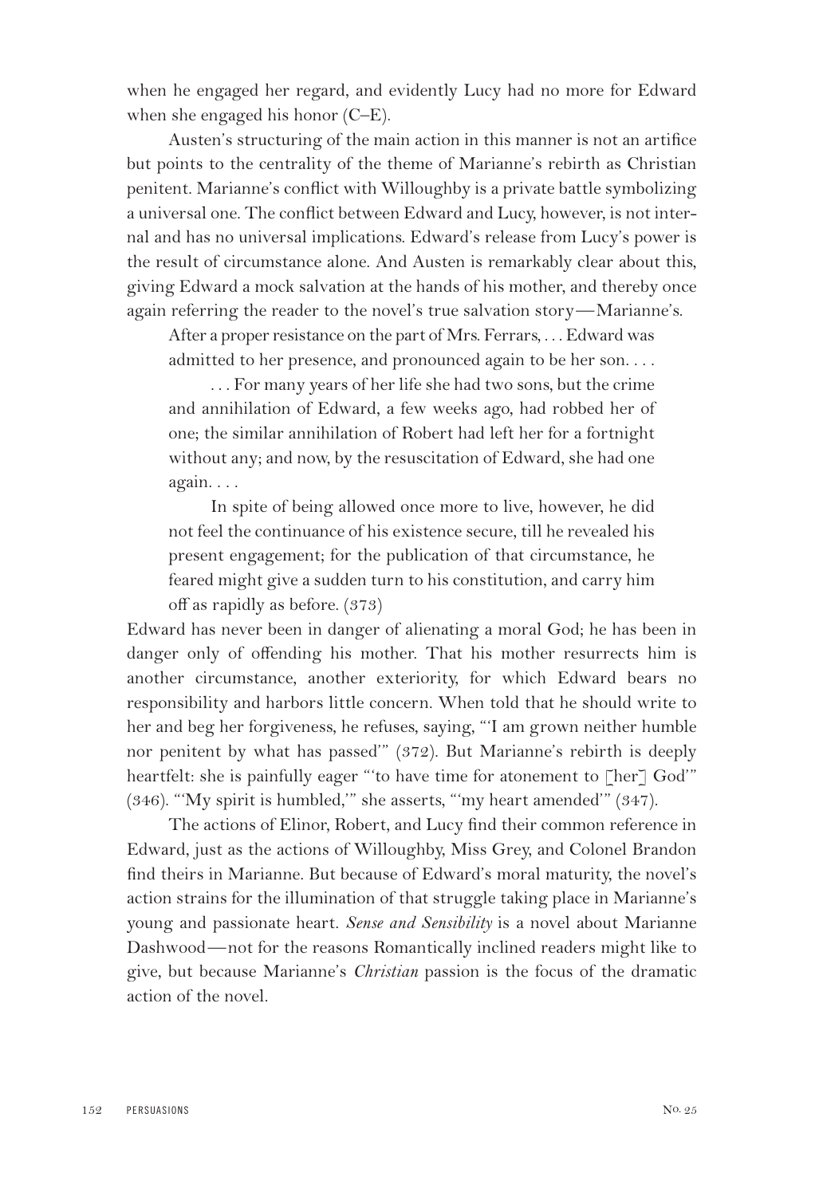when he engaged her regard, and evidently Lucy had no more for Edward when she engaged his honor (C–E).

Austen's structuring of the main action in this manner is not an artifice but points to the centrality of the theme of Marianne's rebirth as Christian penitent. Marianne's conflict with Willoughby is a private battle symbolizing a universal one. The conflict between Edward and Lucy, however, is not internal and has no universal implications. Edward's release from Lucy's power is the result of circumstance alone. And Austen is remarkably clear about this, giving Edward a mock salvation at the hands of his mother, and thereby once again referring the reader to the novel's true salvation story—Marianne's.

> After a proper resistance on the part of Mrs. Ferrars, . . . Edward was admitted to her presence, and pronounced again to be her son. . . .
>
> . . . For many years of her life she had two sons, but the crime and annihilation of Edward, a few weeks ago, had robbed her of one; the similar annihilation of Robert had left her for a fortnight without any; and now, by the resuscitation of Edward, she had one again. . . .
>
> In spite of being allowed once more to live, however, he did not feel the continuance of his existence secure, till he revealed his present engagement; for the publication of that circumstance, he feared might give a sudden turn to his constitution, and carry him off as rapidly as before. (373)

Edward has never been in danger of alienating a moral God; he has been in danger only of offending his mother. That his mother resurrects him is another circumstance, another exteriority, for which Edward bears no responsibility and harbors little concern. When told that he should write to her and beg her forgiveness, he refuses, saying, "'I am grown neither humble nor penitent by what has passed'" (372). But Marianne's rebirth is deeply heartfelt: she is painfully eager "'to have time for atonement to [her] God'" (346). "'My spirit is humbled,'" she asserts, "'my heart amended'" (347).

The actions of Elinor, Robert, and Lucy find their common reference in Edward, just as the actions of Willoughby, Miss Grey, and Colonel Brandon find theirs in Marianne. But because of Edward's moral maturity, the novel's action strains for the illumination of that struggle taking place in Marianne's young and passionate heart. *Sense and Sensibility* is a novel about Marianne Dashwood—not for the reasons Romantically inclined readers might like to give, but because Marianne's *Christian* passion is the focus of the dramatic action of the novel.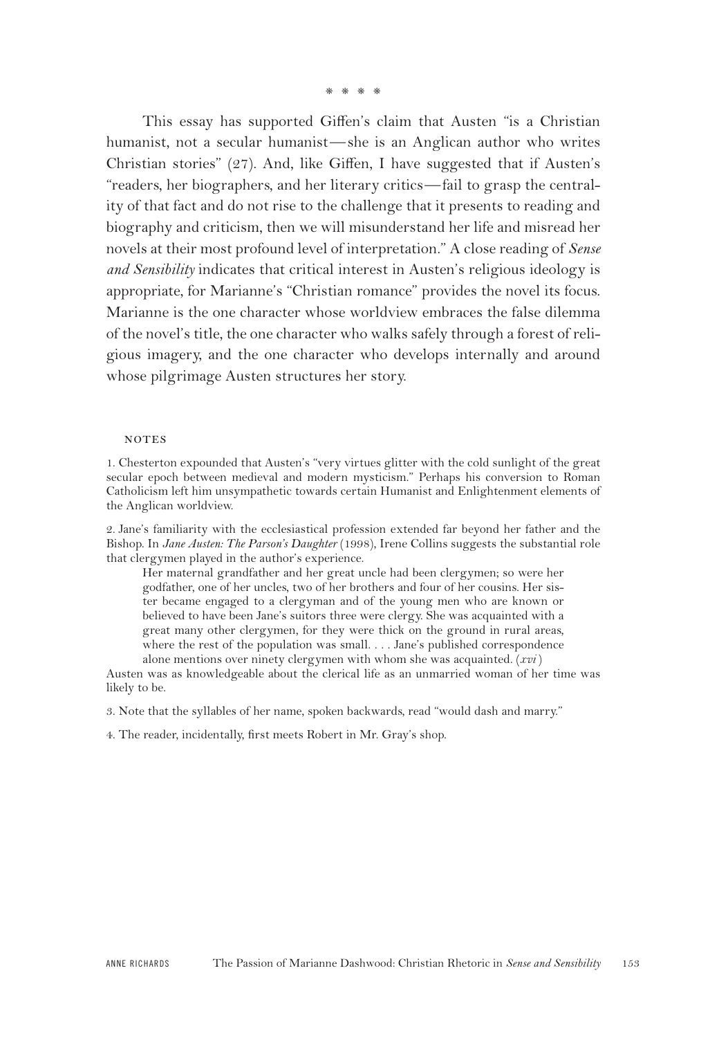\* \* \* \*

This essay has supported Giffen's claim that Austen "is a Christian humanist, not a secular humanist—she is an Anglican author who writes Christian stories" (27). And, like Giffen, I have suggested that if Austen's "readers, her biographers, and her literary critics—fail to grasp the centrality of that fact and do not rise to the challenge that it presents to reading and biography and criticism, then we will misunderstand her life and misread her novels at their most profound level of interpretation." A close reading of *Sense and Sensibility* indicates that critical interest in Austen's religious ideology is appropriate, for Marianne's "Christian romance" provides the novel its focus. Marianne is the one character whose worldview embraces the false dilemma of the novel's title, the one character who walks safely through a forest of religious imagery, and the one character who develops internally and around whose pilgrimage Austen structures her story.

### NOTES

1. Chesterton expounded that Austen's "very virtues glitter with the cold sunlight of the great secular epoch between medieval and modern mysticism." Perhaps his conversion to Roman Catholicism left him unsympathetic towards certain Humanist and Enlightenment elements of the Anglican worldview.

2. Jane's familiarity with the ecclesiastical profession extended far beyond her father and the Bishop. In *Jane Austen: The Parson's Daughter* (1998), Irene Collins suggests the substantial role that clergymen played in the author's experience.

> Her maternal grandfather and her great uncle had been clergymen; so were her godfather, one of her uncles, two of her brothers and four of her cousins. Her sister became engaged to a clergyman and of the young men who are known or believed to have been Jane's suitors three were clergy. She was acquainted with a great many other clergymen, for they were thick on the ground in rural areas, where the rest of the population was small. . . . Jane's published correspondence alone mentions over ninety clergymen with whom she was acquainted. (*xvi*)

Austen was as knowledgeable about the clerical life as an unmarried woman of her time was likely to be.

3. Note that the syllables of her name, spoken backwards, read "would dash and marry."

4. The reader, incidentally, first meets Robert in Mr. Gray's shop.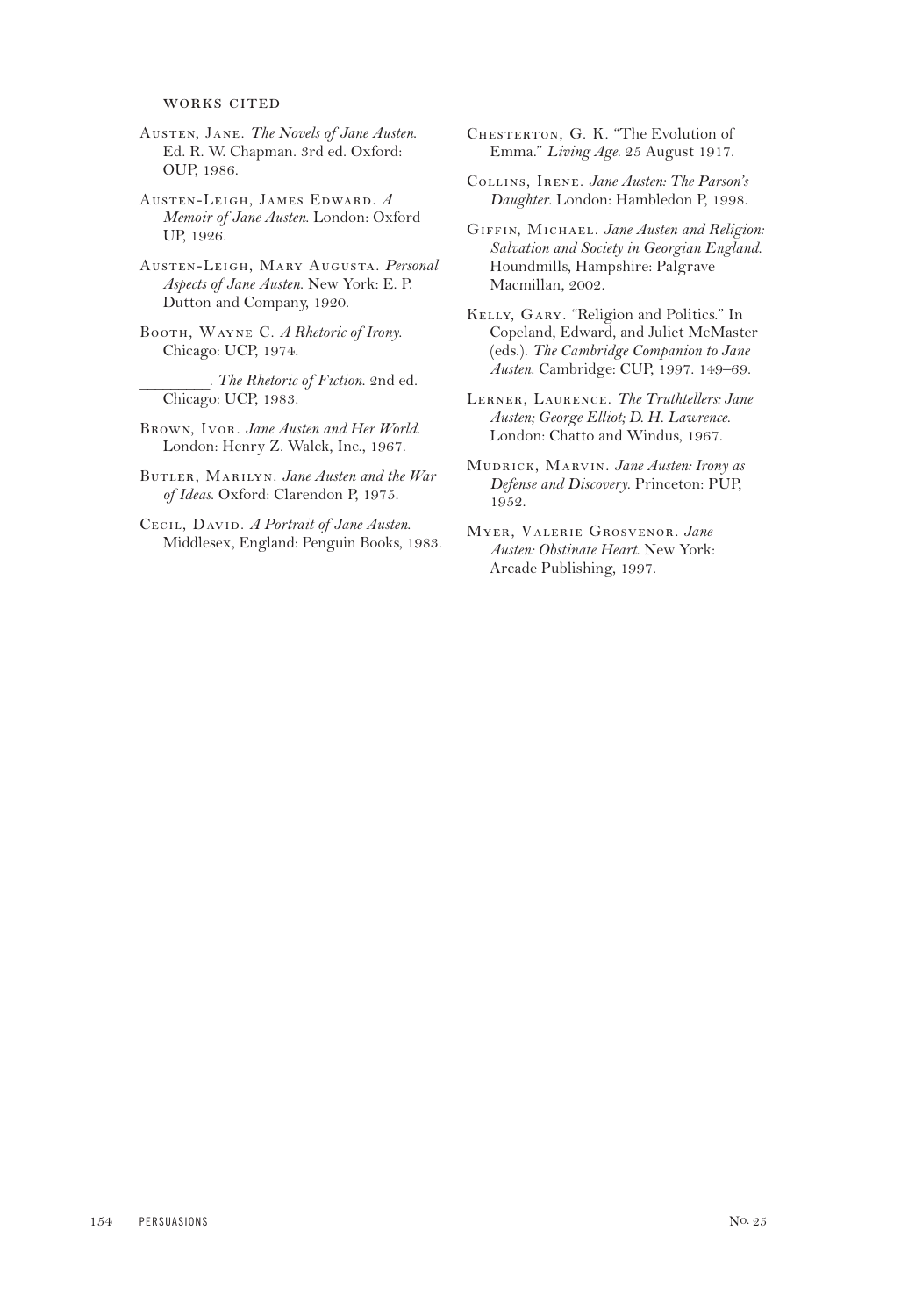## Works Cited

Austen, Jane. *The Novels of Jane Austen*. Ed. R. W. Chapman. 3rd ed. Oxford: OUP, 1986.

Austen-Leigh, James Edward. *A Memoir of Jane Austen*. London: Oxford UP, 1926.

Austen-Leigh, Mary Augusta. *Personal Aspects of Jane Austen*. New York: E. P. Dutton and Company, 1920.

Booth, Wayne C. *A Rhetoric of Irony*. Chicago: UCP, 1974.

________. *The Rhetoric of Fiction*. 2nd ed. Chicago: UCP, 1983.

Brown, Ivor. *Jane Austen and Her World*. London: Henry Z. Walck, Inc., 1967.

Butler, Marilyn. *Jane Austen and the War of Ideas*. Oxford: Clarendon P, 1975.

Cecil, David. *A Portrait of Jane Austen*. Middlesex, England: Penguin Books, 1983.

Chesterton, G. K. "The Evolution of Emma." *Living Age*. 25 August 1917.

Collins, Irene. *Jane Austen: The Parson's Daughter*. London: Hambledon P, 1998.

Giffin, Michael. *Jane Austen and Religion: Salvation and Society in Georgian England*. Houndmills, Hampshire: Palgrave Macmillan, 2002.

Kelly, Gary. "Religion and Politics." In Copeland, Edward, and Juliet McMaster (eds.). *The Cambridge Companion to Jane Austen*. Cambridge: CUP, 1997. 149–69.

Lerner, Laurence. *The Truthtellers: Jane Austen; George Elliot; D. H. Lawrence*. London: Chatto and Windus, 1967.

Mudrick, Marvin. *Jane Austen: Irony as Defense and Discovery*. Princeton: PUP, 1952.

Myer, Valerie Grosvenor. *Jane Austen: Obstinate Heart*. New York: Arcade Publishing, 1997.